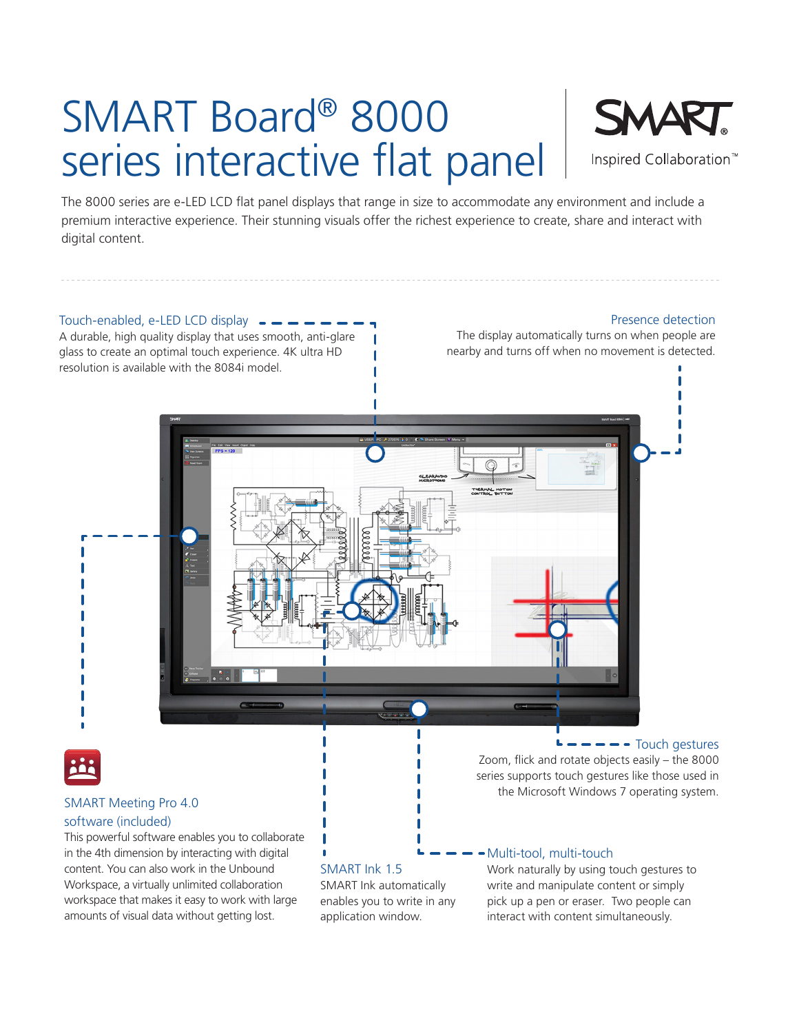# SMART Board® 8000 series interactive flat panel

SMART Inspired Collaboration™

The 8000 series are e-LED LCD flat panel displays that range in size to accommodate any environment and include a premium interactive experience. Their stunning visuals offer the richest experience to create, share and interact with digital content.

### Touch-enabled, e-LED LCD display

A durable, high quality display that uses smooth, anti-glare glass to create an optimal touch experience. 4K ultra HD resolution is available with the 8084i model.

### Presence detection

The display automatically turns on when people are nearby and turns off when no movement is detected.

### Touch gestures

Zoom, flick and rotate objects easily – the 8000 series supports touch gestures like those used in the Microsoft Windows 7 operating system.

### SMART Meeting Pro 4.0 software (included)

This powerful software enables you to collaborate in the 4th dimension by interacting with digital content. You can also work in the Unbound Workspace, a virtually unlimited collaboration workspace that makes it easy to work with large amounts of visual data without getting lost.

### SMART Ink 1.5

SMART Ink automatically enables you to write in any application window.

### Multi-tool, multi-touch

Work naturally by using touch gestures to write and manipulate content or simply pick up a pen or eraser. Two people can interact with content simultaneously.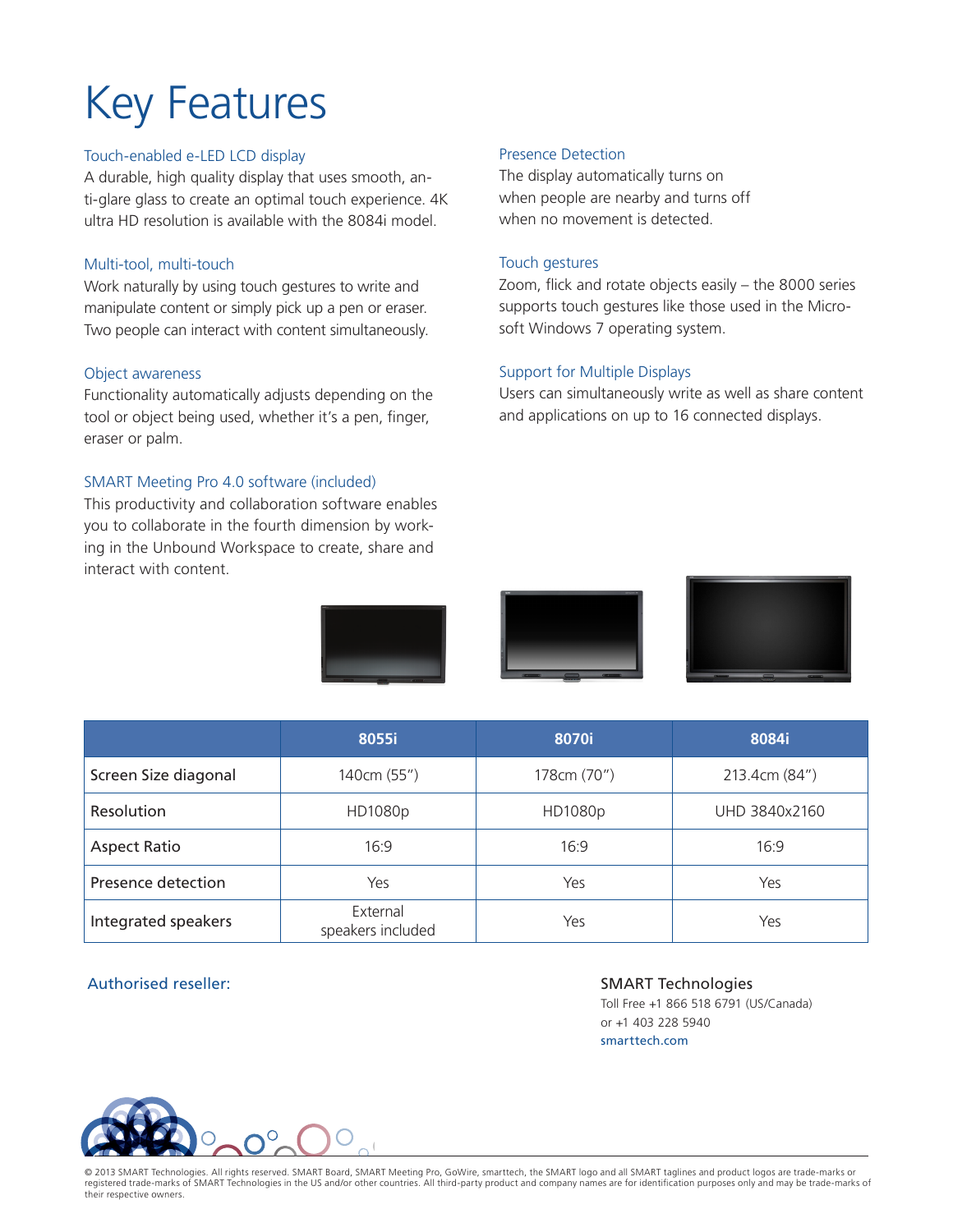# Key Features

### Touch-enabled e-LED LCD display

A durable, high quality display that uses smooth, anti-glare glass to create an optimal touch experience. 4K ultra HD resolution is available with the 8084i model.

### Multi-tool, multi-touch

Work naturally by using touch gestures to write and manipulate content or simply pick up a pen or eraser. Two people can interact with content simultaneously.

### Object awareness

Functionality automatically adjusts depending on the tool or object being used, whether it's a pen, finger, eraser or palm.

### SMART Meeting Pro 4.0 software (included)

This productivity and collaboration software enables you to collaborate in the fourth dimension by working in the Unbound Workspace to create, share and interact with content.

### Presence Detection

The display automatically turns on when people are nearby and turns off when no movement is detected.

### Touch gestures

Zoom, flick and rotate objects easily – the 8000 series supports touch gestures like those used in the Microsoft Windows 7 operating system.

### Support for Multiple Displays

Users can simultaneously write as well as share content and applications on up to 16 connected displays.

| | 8055i | 8070i | 8084i |
|---|---|---|---|
| Screen Size diagonal | 140cm (55") | 178cm (70") | 213.4cm (84") |
| Resolution | HD1080p | HD1080p | UHD 3840x2160 |
| Aspect Ratio | 16:9 | 16:9 | 16:9 |
| Presence detection | Yes | Yes | Yes |
| Integrated speakers | External speakers included | Yes | Yes |

Authorised reseller:

**SMART Technologies**
Toll Free +1 866 518 6791 (US/Canada)
or +1 403 228 5940
smarttech.com

© 2013 SMART Technologies. All rights reserved. SMART Board, SMART Meeting Pro, GoWire, smarttech, the SMART logo and all SMART taglines and product logos are trade-marks or registered trade-marks of SMART Technologies in the US and/or other countries. All third-party product and company names are for identification purposes only and may be trade-marks of their respective owners.